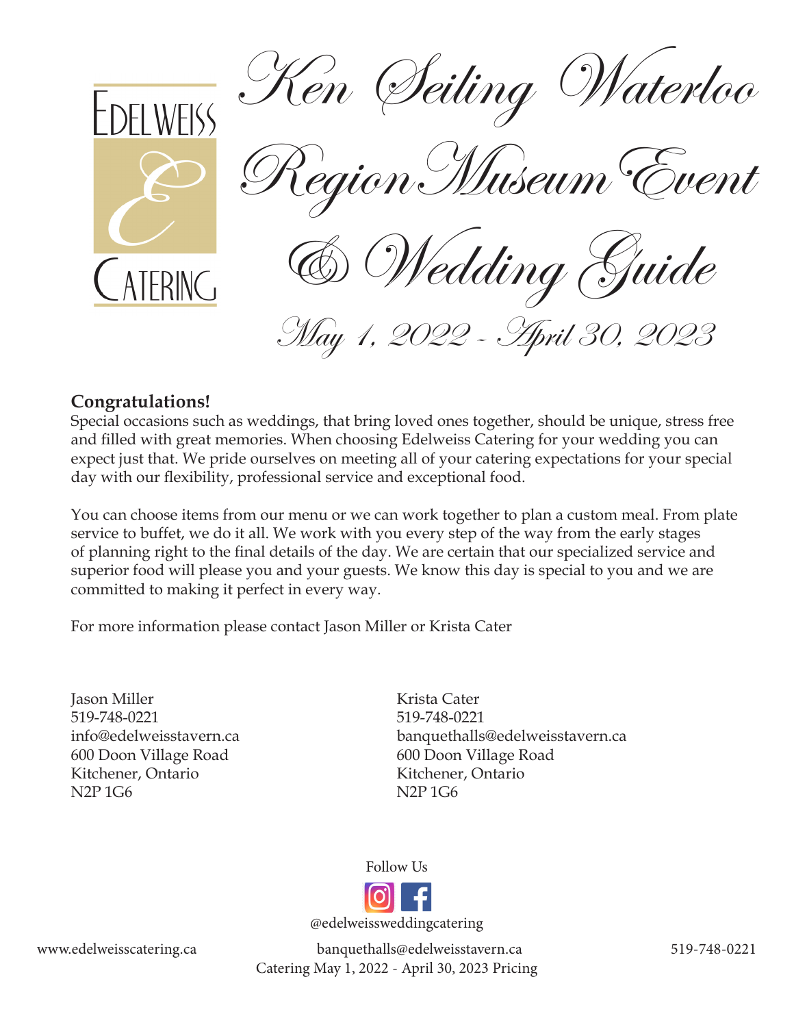Edelweiss Catering

# Ken Seiling Waterloo Region Museum Event & Wedding Guide

## May 1, 2022 - April 30, 2023

**Congratulations!**

Special occasions such as weddings, that bring loved ones together, should be unique, stress free and filled with great memories. When choosing Edelweiss Catering for your wedding you can expect just that. We pride ourselves on meeting all of your catering expectations for your special day with our flexibility, professional service and exceptional food.

You can choose items from our menu or we can work together to plan a custom meal. From plate service to buffet, we do it all. We work with you every step of the way from the early stages of planning right to the final details of the day. We are certain that our specialized service and superior food will please you and your guests. We know this day is special to you and we are committed to making it perfect in every way.

For more information please contact Jason Miller or Krista Cater

Jason Miller
519-748-0221
info@edelweisstavern.ca
600 Doon Village Road
Kitchener, Ontario
N2P 1G6

Krista Cater
519-748-0221
banquethalls@edelweisstavern.ca
600 Doon Village Road
Kitchener, Ontario
N2P 1G6

Follow Us

@edelweissweddingcatering

www.edelweisscatering.ca banquethalls@edelweisstavern.ca 519-748-0221
Catering May 1, 2022 - April 30, 2023 Pricing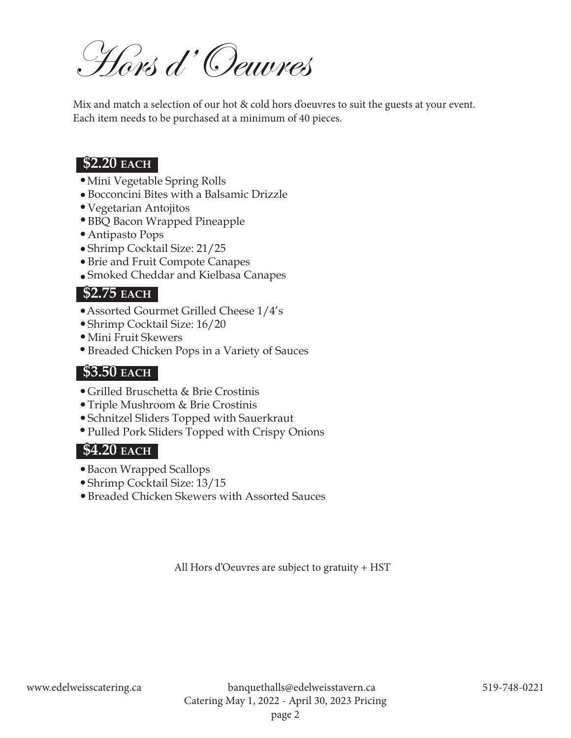# Hors d'Oeuvres

Mix and match a selection of our hot & cold hors d'oeuvres to suit the guests at your event.
Each item needs to be purchased at a minimum of 40 pieces.

## $2.20 EACH

- Mini Vegetable Spring Rolls
- Bocconcini Bites with a Balsamic Drizzle
- Vegetarian Antojitos
- BBQ Bacon Wrapped Pineapple
- Antipasto Pops
- Shrimp Cocktail Size: 21/25
- Brie and Fruit Compote Canapes
- Smoked Cheddar and Kielbasa Canapes

## $2.75 EACH

- Assorted Gourmet Grilled Cheese 1/4's
- Shrimp Cocktail Size: 16/20
- Mini Fruit Skewers
- Breaded Chicken Pops in a Variety of Sauces

## $3.50 EACH

- Grilled Bruschetta & Brie Crostinis
- Triple Mushroom & Brie Crostinis
- Schnitzel Sliders Topped with Sauerkraut
- Pulled Pork Sliders Topped with Crispy Onions

## $4.20 EACH

- Bacon Wrapped Scallops
- Shrimp Cocktail Size: 13/15
- Breaded Chicken Skewers with Assorted Sauces

All Hors d'Oeuvres are subject to gratuity + HST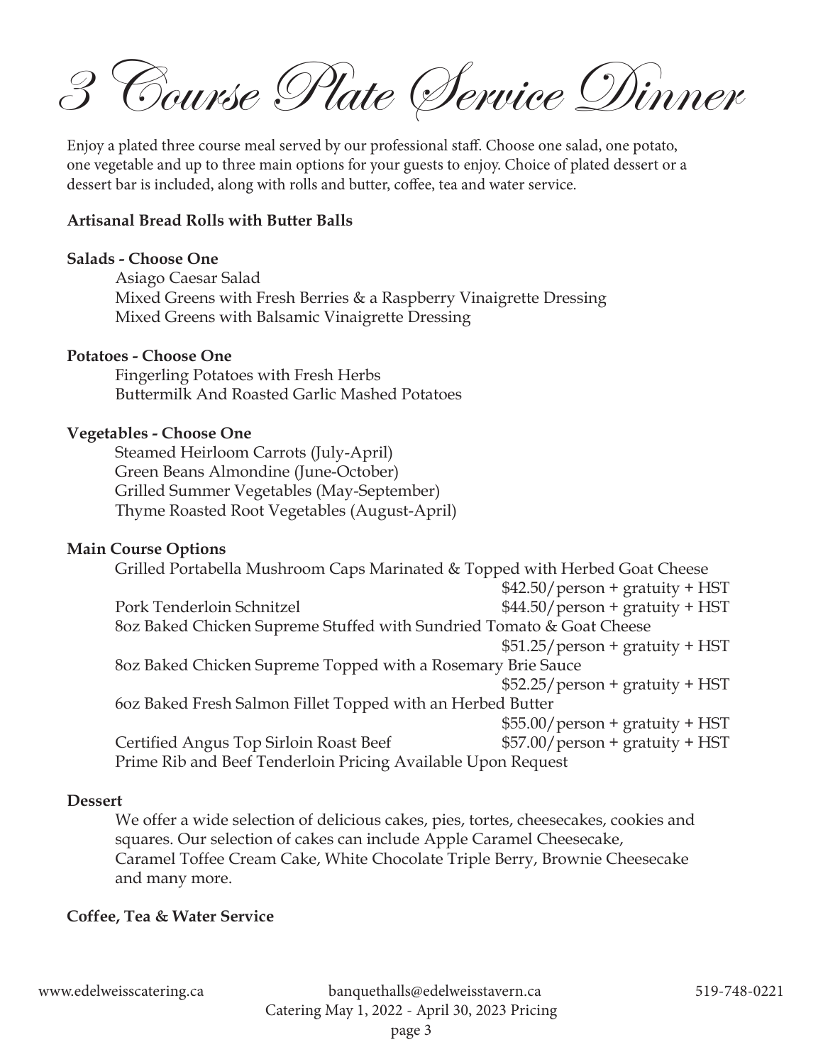# 3 Course Plate Service Dinner

Enjoy a plated three course meal served by our professional staff. Choose one salad, one potato, one vegetable and up to three main options for your guests to enjoy. Choice of plated dessert or a dessert bar is included, along with rolls and butter, coffee, tea and water service.

**Artisanal Bread Rolls with Butter Balls**

**Salads - Choose One**

- Asiago Caesar Salad
- Mixed Greens with Fresh Berries & a Raspberry Vinaigrette Dressing
- Mixed Greens with Balsamic Vinaigrette Dressing

**Potatoes - Choose One**

- Fingerling Potatoes with Fresh Herbs
- Buttermilk And Roasted Garlic Mashed Potatoes

**Vegetables - Choose One**

- Steamed Heirloom Carrots (July-April)
- Green Beans Almondine (June-October)
- Grilled Summer Vegetables (May-September)
- Thyme Roasted Root Vegetables (August-April)

**Main Course Options**

- Grilled Portabella Mushroom Caps Marinated & Topped with Herbed Goat Cheese — $42.50/person + gratuity + HST
- Pork Tenderloin Schnitzel — $44.50/person + gratuity + HST
- 8oz Baked Chicken Supreme Stuffed with Sundried Tomato & Goat Cheese — $51.25/person + gratuity + HST
- 8oz Baked Chicken Supreme Topped with a Rosemary Brie Sauce — $52.25/person + gratuity + HST
- 6oz Baked Fresh Salmon Fillet Topped with an Herbed Butter — $55.00/person + gratuity + HST
- Certified Angus Top Sirloin Roast Beef — $57.00/person + gratuity + HST
- Prime Rib and Beef Tenderloin Pricing Available Upon Request

**Dessert**

We offer a wide selection of delicious cakes, pies, tortes, cheesecakes, cookies and squares. Our selection of cakes can include Apple Caramel Cheesecake, Caramel Toffee Cream Cake, White Chocolate Triple Berry, Brownie Cheesecake and many more.

**Coffee, Tea & Water Service**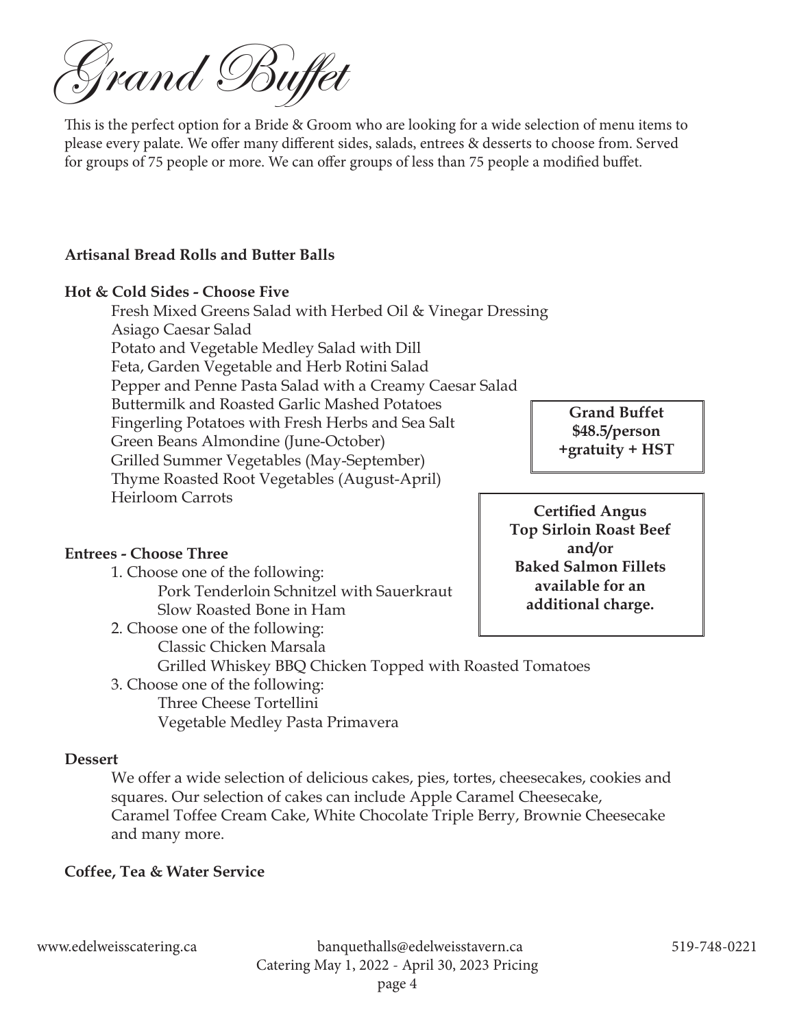# Grand Buffet

This is the perfect option for a Bride & Groom who are looking for a wide selection of menu items to please every palate. We offer many different sides, salads, entrees & desserts to choose from. Served for groups of 75 people or more. We can offer groups of less than 75 people a modified buffet.

**Grand Buffet**
**$48.5/person**
**+gratuity + HST**

**Certified Angus Top Sirloin Roast Beef and/or Baked Salmon Fillets available for an additional charge.**

**Artisanal Bread Rolls and Butter Balls**

**Hot & Cold Sides - Choose Five**

- Fresh Mixed Greens Salad with Herbed Oil & Vinegar Dressing
- Asiago Caesar Salad
- Potato and Vegetable Medley Salad with Dill
- Feta, Garden Vegetable and Herb Rotini Salad
- Pepper and Penne Pasta Salad with a Creamy Caesar Salad
- Buttermilk and Roasted Garlic Mashed Potatoes
- Fingerling Potatoes with Fresh Herbs and Sea Salt
- Green Beans Almondine (June-October)
- Grilled Summer Vegetables (May-September)
- Thyme Roasted Root Vegetables (August-April)
- Heirloom Carrots

**Entrees - Choose Three**

1. Choose one of the following:
   - Pork Tenderloin Schnitzel with Sauerkraut
   - Slow Roasted Bone in Ham
2. Choose one of the following:
   - Classic Chicken Marsala
   - Grilled Whiskey BBQ Chicken Topped with Roasted Tomatoes
3. Choose one of the following:
   - Three Cheese Tortellini
   - Vegetable Medley Pasta Primavera

**Dessert**

We offer a wide selection of delicious cakes, pies, tortes, cheesecakes, cookies and squares. Our selection of cakes can include Apple Caramel Cheesecake, Caramel Toffee Cream Cake, White Chocolate Triple Berry, Brownie Cheesecake and many more.

**Coffee, Tea & Water Service**

www.edelweisscatering.ca banquethalls@edelweisstavern.ca 519-748-0221
Catering May 1, 2022 - April 30, 2023 Pricing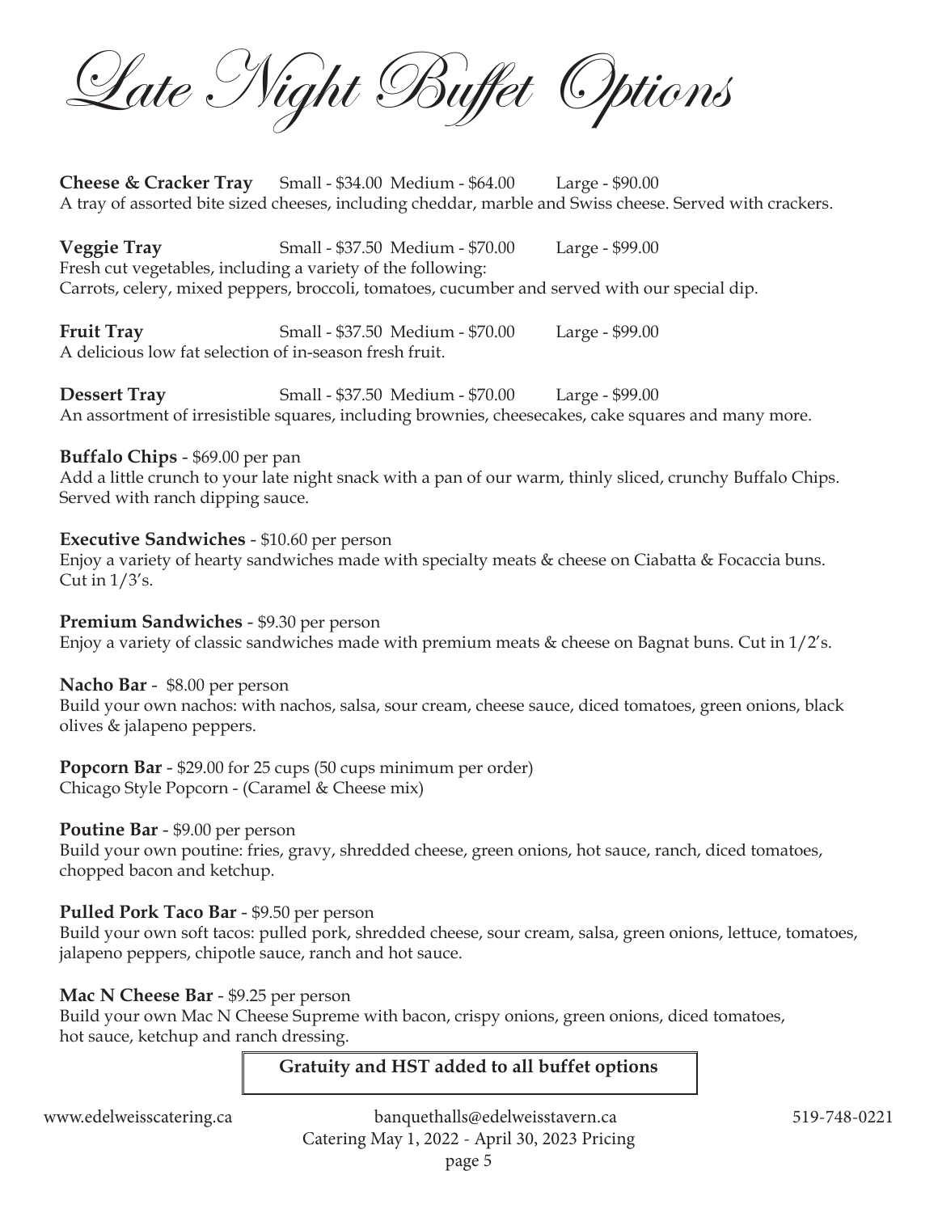# Late Night Buffet Options

**Cheese & Cracker Tray** Small - $34.00 Medium - $64.00 Large - $90.00
A tray of assorted bite sized cheeses, including cheddar, marble and Swiss cheese. Served with crackers.

**Veggie Tray** Small - $37.50 Medium - $70.00 Large - $99.00
Fresh cut vegetables, including a variety of the following:
Carrots, celery, mixed peppers, broccoli, tomatoes, cucumber and served with our special dip.

**Fruit Tray** Small - $37.50 Medium - $70.00 Large - $99.00
A delicious low fat selection of in-season fresh fruit.

**Dessert Tray** Small - $37.50 Medium - $70.00 Large - $99.00
An assortment of irresistible squares, including brownies, cheesecakes, cake squares and many more.

**Buffalo Chips** - $69.00 per pan
Add a little crunch to your late night snack with a pan of our warm, thinly sliced, crunchy Buffalo Chips. Served with ranch dipping sauce.

**Executive Sandwiches** - $10.60 per person
Enjoy a variety of hearty sandwiches made with specialty meats & cheese on Ciabatta & Focaccia buns. Cut in 1/3's.

**Premium Sandwiches** - $9.30 per person
Enjoy a variety of classic sandwiches made with premium meats & cheese on Bagnat buns. Cut in 1/2's.

**Nacho Bar** - $8.00 per person
Build your own nachos: with nachos, salsa, sour cream, cheese sauce, diced tomatoes, green onions, black olives & jalapeno peppers.

**Popcorn Bar** - $29.00 for 25 cups (50 cups minimum per order)
Chicago Style Popcorn - (Caramel & Cheese mix)

**Poutine Bar** - $9.00 per person
Build your own poutine: fries, gravy, shredded cheese, green onions, hot sauce, ranch, diced tomatoes, chopped bacon and ketchup.

**Pulled Pork Taco Bar** - $9.50 per person
Build your own soft tacos: pulled pork, shredded cheese, sour cream, salsa, green onions, lettuce, tomatoes, jalapeno peppers, chipotle sauce, ranch and hot sauce.

**Mac N Cheese Bar** - $9.25 per person
Build your own Mac N Cheese Supreme with bacon, crispy onions, green onions, diced tomatoes, hot sauce, ketchup and ranch dressing.

**Gratuity and HST added to all buffet options**

www.edelweisscatering.ca banquethalls@edelweisstavern.ca 519-748-0221
Catering May 1, 2022 - April 30, 2023 Pricing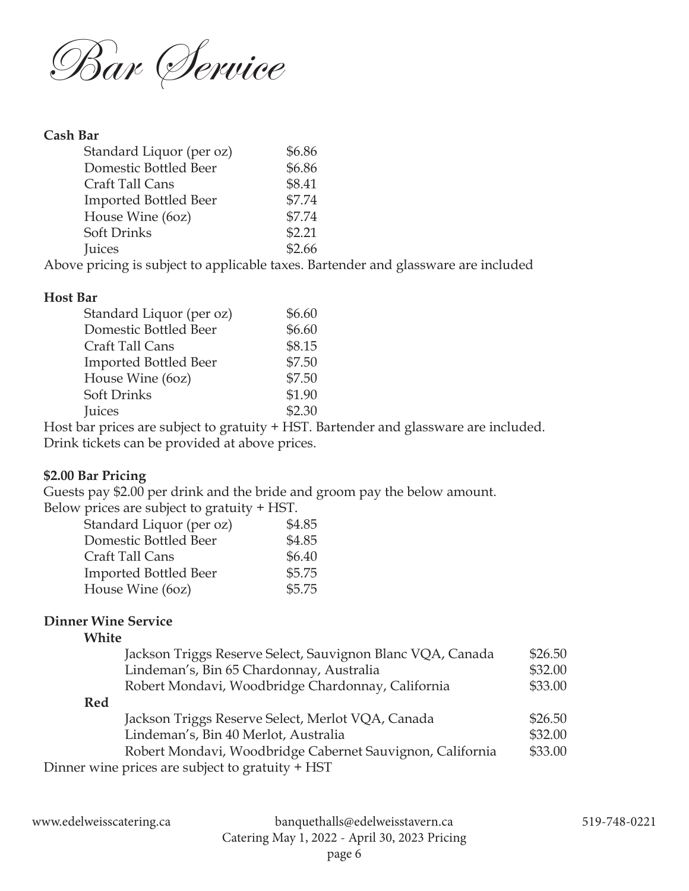# Bar Service

**Cash Bar**

| Item | Price |
|---|---|
| Standard Liquor (per oz) | $6.86 |
| Domestic Bottled Beer | $6.86 |
| Craft Tall Cans | $8.41 |
| Imported Bottled Beer | $7.74 |
| House Wine (6oz) | $7.74 |
| Soft Drinks | $2.21 |
| Juices | $2.66 |

Above pricing is subject to applicable taxes. Bartender and glassware are included

**Host Bar**

| Item | Price |
|---|---|
| Standard Liquor (per oz) | $6.60 |
| Domestic Bottled Beer | $6.60 |
| Craft Tall Cans | $8.15 |
| Imported Bottled Beer | $7.50 |
| House Wine (6oz) | $7.50 |
| Soft Drinks | $1.90 |
| Juices | $2.30 |

Host bar prices are subject to gratuity + HST. Bartender and glassware are included.
Drink tickets can be provided at above prices.

**$2.00 Bar Pricing**

Guests pay $2.00 per drink and the bride and groom pay the below amount.
Below prices are subject to gratuity + HST.

| Item | Price |
|---|---|
| Standard Liquor (per oz) | $4.85 |
| Domestic Bottled Beer | $4.85 |
| Craft Tall Cans | $6.40 |
| Imported Bottled Beer | $5.75 |
| House Wine (6oz) | $5.75 |

**Dinner Wine Service**

**White**

| Wine | Price |
|---|---|
| Jackson Triggs Reserve Select, Sauvignon Blanc VQA, Canada | $26.50 |
| Lindeman's, Bin 65 Chardonnay, Australia | $32.00 |
| Robert Mondavi, Woodbridge Chardonnay, California | $33.00 |

**Red**

| Wine | Price |
|---|---|
| Jackson Triggs Reserve Select, Merlot VQA, Canada | $26.50 |
| Lindeman's, Bin 40 Merlot, Australia | $32.00 |
| Robert Mondavi, Woodbridge Cabernet Sauvignon, California | $33.00 |

Dinner wine prices are subject to gratuity + HST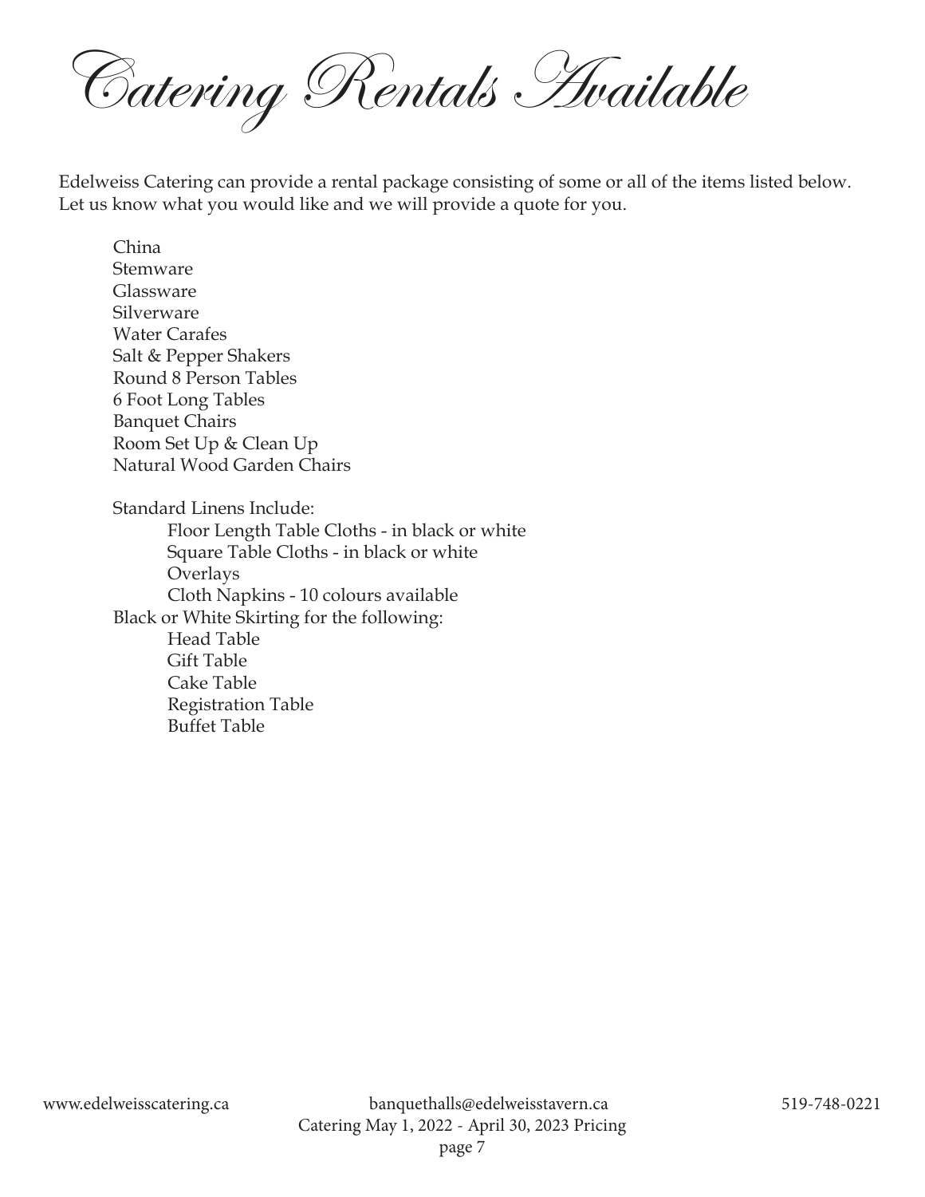# Catering Rentals Available

Edelweiss Catering can provide a rental package consisting of some or all of the items listed below. Let us know what you would like and we will provide a quote for you.

- China
- Stemware
- Glassware
- Silverware
- Water Carafes
- Salt & Pepper Shakers
- Round 8 Person Tables
- 6 Foot Long Tables
- Banquet Chairs
- Room Set Up & Clean Up
- Natural Wood Garden Chairs

Standard Linens Include:

- Floor Length Table Cloths - in black or white
- Square Table Cloths - in black or white
- Overlays
- Cloth Napkins - 10 colours available

Black or White Skirting for the following:

- Head Table
- Gift Table
- Cake Table
- Registration Table
- Buffet Table

www.edelweisscatering.ca banquethalls@edelweisstavern.ca 519-748-0221
Catering May 1, 2022 - April 30, 2023 Pricing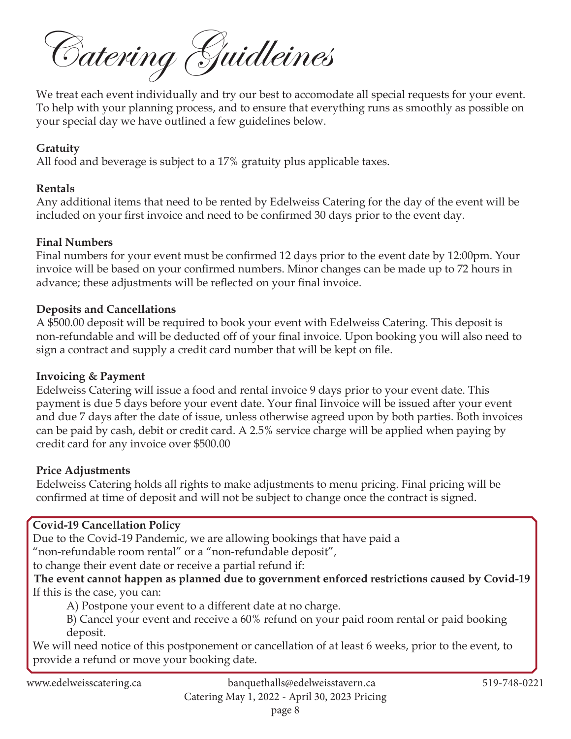# Catering Guidleines

We treat each event individually and try our best to accomodate all special requests for your event. To help with your planning process, and to ensure that everything runs as smoothly as possible on your special day we have outlined a few guidelines below.

**Gratuity**
All food and beverage is subject to a 17% gratuity plus applicable taxes.

**Rentals**
Any additional items that need to be rented by Edelweiss Catering for the day of the event will be included on your first invoice and need to be confirmed 30 days prior to the event day.

**Final Numbers**
Final numbers for your event must be confirmed 12 days prior to the event date by 12:00pm. Your invoice will be based on your confirmed numbers. Minor changes can be made up to 72 hours in advance; these adjustments will be reflected on your final invoice.

**Deposits and Cancellations**
A $500.00 deposit will be required to book your event with Edelweiss Catering. This deposit is non-refundable and will be deducted off of your final invoice. Upon booking you will also need to sign a contract and supply a credit card number that will be kept on file.

**Invoicing & Payment**
Edelweiss Catering will issue a food and rental invoice 9 days prior to your event date. This payment is due 5 days before your event date. Your final Iinvoice will be issued after your event and due 7 days after the date of issue, unless otherwise agreed upon by both parties. Both invoices can be paid by cash, debit or credit card. A 2.5% service charge will be applied when paying by credit card for any invoice over $500.00

**Price Adjustments**
Edelweiss Catering holds all rights to make adjustments to menu pricing. Final pricing will be confirmed at time of deposit and will not be subject to change once the contract is signed.

**Covid-19 Cancellation Policy**
Due to the Covid-19 Pandemic, we are allowing bookings that have paid a "non-refundable room rental" or a "non-refundable deposit", to change their event date or receive a partial refund if:
**The event cannot happen as planned due to government enforced restrictions caused by Covid-19**
If this is the case, you can:

A) Postpone your event to a different date at no charge.
B) Cancel your event and receive a 60% refund on your paid room rental or paid booking deposit.

We will need notice of this postponement or cancellation of at least 6 weeks, prior to the event, to provide a refund or move your booking date.

www.edelweisscatering.ca banquethalls@edelweisstavern.ca 519-748-0221
Catering May 1, 2022 - April 30, 2023 Pricing